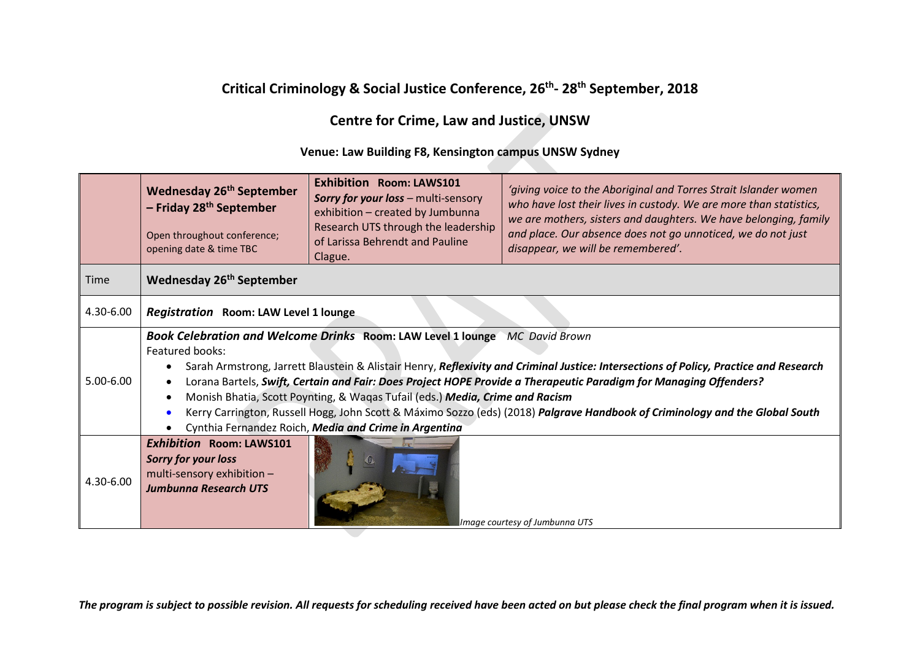# Critical Criminology & Social Justice Conference, 26th- 28th September, 2018

## Centre for Crime, Law and Justice, UNSW

### Venue: Law Building F8, Kensington campus UNSW Sydney

| | | | |
|---|---|---|---|
| | **Wednesday 26th September – Friday 28th September**<br>Open throughout conference; opening date & time TBC | **Exhibition Room: LAWS101**<br>***Sorry for your loss*** – multi-sensory exhibition – created by Jumbunna Research UTS through the leadership of Larissa Behrendt and Pauline Clague. | *'giving voice to the Aboriginal and Torres Strait Islander women who have lost their lives in custody. We are more than statistics, we are mothers, sisters and daughters. We have belonging, family and place. Our absence does not go unnoticed, we do not just disappear, we will be remembered'.* |
| Time | **Wednesday 26th September** | | |
| 4.30-6.00 | ***Registration*** **Room: LAW Level 1 lounge** | | |
| 5.00-6.00 | ***Book Celebration and Welcome Drinks*** **Room: LAW Level 1 lounge** *MC David Brown*<br>Featured books:<br>• Sarah Armstrong, Jarrett Blaustein & Alistair Henry, ***Reflexivity and Criminal Justice: Intersections of Policy, Practice and Research***<br>• Lorana Bartels, ***Swift, Certain and Fair: Does Project HOPE Provide a Therapeutic Paradigm for Managing Offenders?***<br>• Monish Bhatia, Scott Poynting, & Waqas Tufail (eds.) ***Media, Crime and Racism***<br>• Kerry Carrington, Russell Hogg, John Scott & Máximo Sozzo (eds) (2018) ***Palgrave Handbook of Criminology and the Global South***<br>• Cynthia Fernandez Roich, ***Media and Crime in Argentina*** | | |
| 4.30-6.00 | ***Exhibition*** **Room: LAWS101**<br>***Sorry for your loss***<br>multi-sensory exhibition –<br>***Jumbunna Research UTS*** | *Image courtesy of Jumbunna UTS* | |

***The program is subject to possible revision. All requests for scheduling received have been acted on but please check the final program when it is issued.***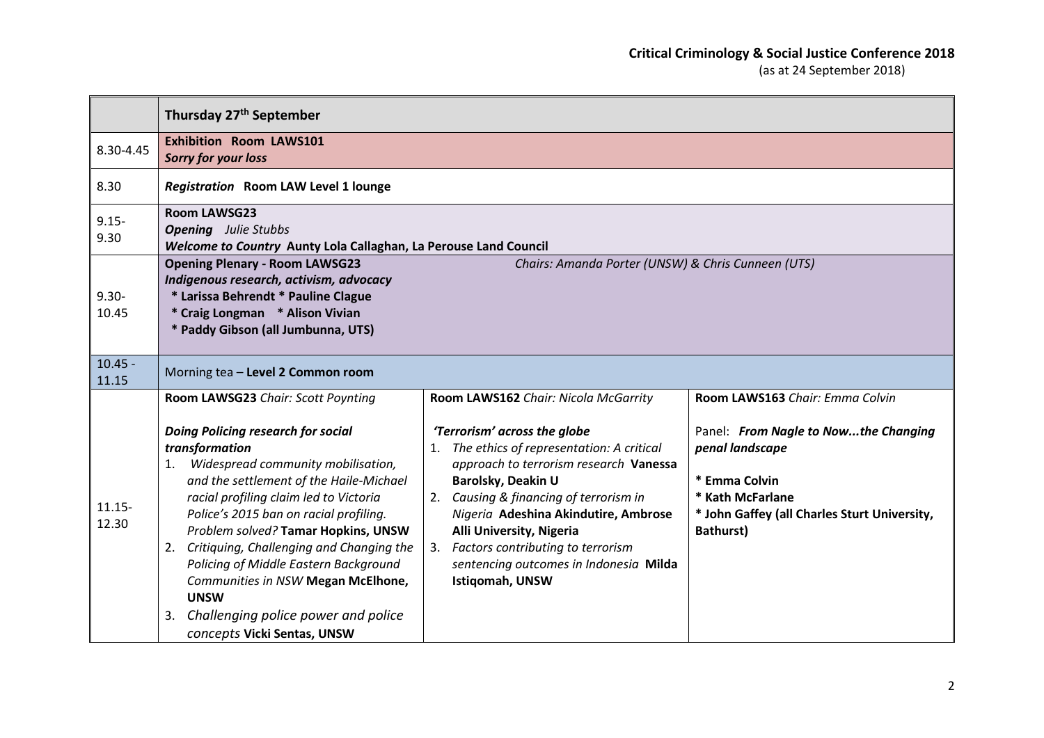**Critical Criminology & Social Justice Conference 2018**
(as at 24 September 2018)

| | Thursday 27th September | | |
|---|---|---|---|
| 8.30-4.45 | **Exhibition Room LAWS101**<br>***Sorry for your loss*** | | |
| 8.30 | ***Registration*** **Room LAW Level 1 lounge** | | |
| 9.15-9.30 | **Room LAWSG23**<br>***Opening*** *Julie Stubbs*<br>***Welcome to Country*** **Aunty Lola Callaghan, La Perouse Land Council** | | |
| 9.30-10.45 | **Opening Plenary - Room LAWSG23** *Chairs: Amanda Porter (UNSW) & Chris Cunneen (UTS)*<br>***Indigenous research, activism, advocacy***<br>**\* Larissa Behrendt \* Pauline Clague**<br>**\* Craig Longman \* Alison Vivian**<br>**\* Paddy Gibson (all Jumbunna, UTS)** | | |
| 10.45 - 11.15 | Morning tea – **Level 2 Common room** | | |
| 11.15-12.30 | **Room LAWSG23** *Chair: Scott Poynting*<br><br>***Doing Policing research for social transformation***<br>1. *Widespread community mobilisation, and the settlement of the Haile-Michael racial profiling claim led to Victoria Police's 2015 ban on racial profiling. Problem solved?* **Tamar Hopkins, UNSW**<br>2. *Critiquing, Challenging and Changing the Policing of Middle Eastern Background Communities in NSW* **Megan McElhone, UNSW**<br>3. *Challenging police power and police concepts* **Vicki Sentas, UNSW** | **Room LAWS162** *Chair: Nicola McGarrity*<br><br>***'Terrorism' across the globe***<br>1. *The ethics of representation: A critical approach to terrorism research* **Vanessa Barolsky, Deakin U**<br>2. *Causing & financing of terrorism in Nigeria* **Adeshina Akindutire, Ambrose Alli University, Nigeria**<br>3. *Factors contributing to terrorism sentencing outcomes in Indonesia* **Milda Istiqomah, UNSW** | **Room LAWS163** *Chair: Emma Colvin*<br><br>Panel: ***From Nagle to Now...the Changing penal landscape***<br><br>**\* Emma Colvin**<br>**\* Kath McFarlane**<br>**\* John Gaffey (all Charles Sturt University, Bathurst)** |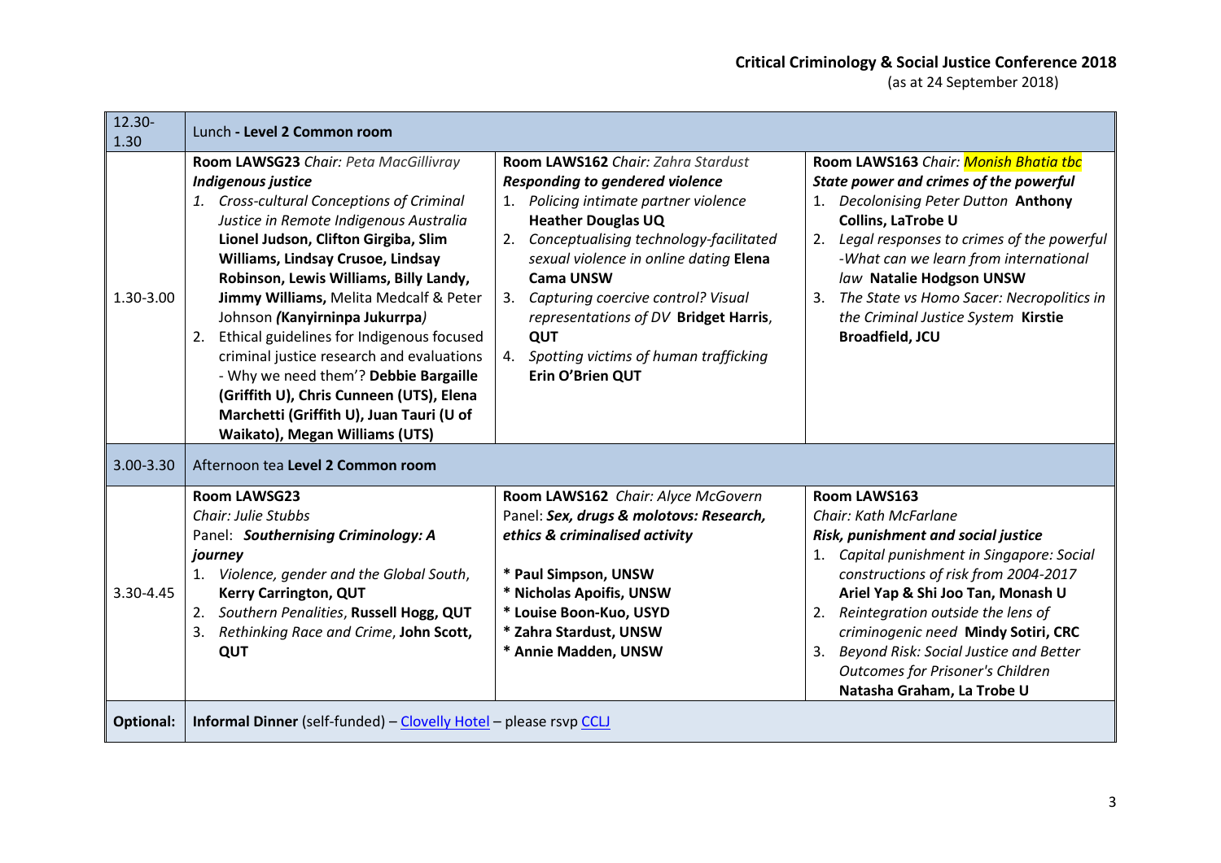| | | | |
|---|---|---|---|
| 12.30-1.30 | Lunch **- Level 2 Common room** | | |
| 1.30-3.00 | **Room LAWSG23** *Chair: Peta MacGillivray*<br>***Indigenous justice***<br>1. *Cross-cultural Conceptions of Criminal Justice in Remote Indigenous Australia* **Lionel Judson, Clifton Girgiba, Slim Williams, Lindsay Crusoe, Lindsay Robinson, Lewis Williams, Billy Landy, Jimmy Williams,** Melita Medcalf & Peter Johnson ***(Kanyirninpa Jukurrpa)***<br>2. Ethical guidelines for Indigenous focused criminal justice research and evaluations - Why we need them'? **Debbie Bargaille (Griffith U), Chris Cunneen (UTS), Elena Marchetti (Griffith U), Juan Tauri (U of Waikato), Megan Williams (UTS)** | **Room LAWS162** *Chair: Zahra Stardust*<br>***Responding to gendered violence***<br>1. *Policing intimate partner violence* **Heather Douglas UQ**<br>2. *Conceptualising technology-facilitated sexual violence in online dating* **Elena Cama UNSW**<br>3. *Capturing coercive control? Visual representations of DV* **Bridget Harris, QUT**<br>4. *Spotting victims of human trafficking* **Erin O'Brien QUT** | **Room LAWS163** *Chair: Monish Bhatia tbc*<br>***State power and crimes of the powerful***<br>1. *Decolonising Peter Dutton* **Anthony Collins, LaTrobe U**<br>2. *Legal responses to crimes of the powerful -What can we learn from international law* **Natalie Hodgson UNSW**<br>3. *The State vs Homo Sacer: Necropolitics in the Criminal Justice System* **Kirstie Broadfield, JCU** |
| 3.00-3.30 | Afternoon tea **Level 2 Common room** | | |
| 3.30-4.45 | **Room LAWSG23**<br>*Chair: Julie Stubbs*<br>Panel: ***Southernising Criminology: A journey***<br>1. *Violence, gender and the Global South*, **Kerry Carrington, QUT**<br>2. *Southern Penalities*, **Russell Hogg, QUT**<br>3. *Rethinking Race and Crime*, **John Scott, QUT** | **Room LAWS162** *Chair: Alyce McGovern*<br>Panel: ***Sex, drugs & molotovs: Research, ethics & criminalised activity***<br>**\* Paul Simpson, UNSW**<br>**\* Nicholas Apoifis, UNSW**<br>**\* Louise Boon-Kuo, USYD**<br>**\* Zahra Stardust, UNSW**<br>**\* Annie Madden, UNSW** | **Room LAWS163**<br>*Chair: Kath McFarlane*<br>***Risk, punishment and social justice***<br>1. *Capital punishment in Singapore: Social constructions of risk from 2004-2017* **Ariel Yap & Shi Joo Tan, Monash U**<br>2. *Reintegration outside the lens of criminogenic need* **Mindy Sotiri, CRC**<br>3. *Beyond Risk: Social Justice and Better Outcomes for Prisoner's Children* **Natasha Graham, La Trobe U** |
| **Optional:** | **Informal Dinner** (self-funded) – Clovelly Hotel – please rsvp CCLJ | | |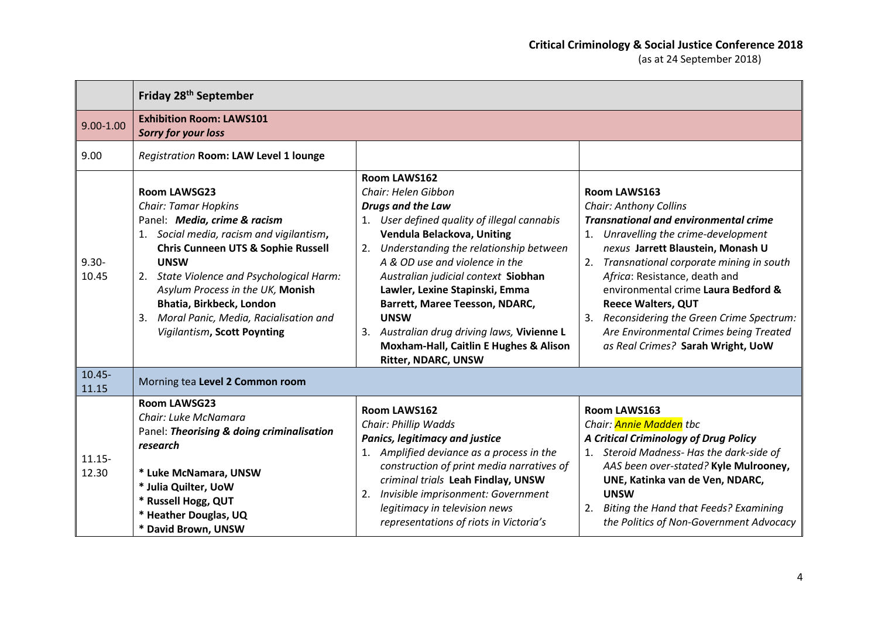# Critical Criminology & Social Justice Conference 2018

(as at 24 September 2018)

| | Friday 28th September | | |
|---|---|---|---|
| 9.00-1.00 | **Exhibition Room: LAWS101**<br>***Sorry for your loss*** | | |
| 9.00 | *Registration* **Room: LAW Level 1 lounge** | | |
| 9.30-10.45 | **Room LAWSG23**<br>*Chair: Tamar Hopkins*<br>Panel: ***Media, crime & racism***<br>1. *Social media, racism and vigilantism*, **Chris Cunneen UTS & Sophie Russell UNSW**<br>2. *State Violence and Psychological Harm: Asylum Process in the UK,* **Monish Bhatia, Birkbeck, London**<br>3. *Moral Panic, Media, Racialisation and Vigilantism*, **Scott Poynting** | **Room LAWS162**<br>*Chair: Helen Gibbon*<br>***Drugs and the Law***<br>1. *User defined quality of illegal cannabis* **Vendula Belackova, Uniting**<br>2. *Understanding the relationship between A & OD use and violence in the Australian judicial context* **Siobhan Lawler, Lexine Stapinski, Emma Barrett, Maree Teesson, NDARC, UNSW**<br>3. *Australian drug driving laws,* **Vivienne L Moxham-Hall, Caitlin E Hughes & Alison Ritter, NDARC, UNSW** | **Room LAWS163**<br>*Chair: Anthony Collins*<br>***Transnational and environmental crime***<br>1. *Unravelling the crime-development nexus* **Jarrett Blaustein, Monash U**<br>2. *Transnational corporate mining in south Africa*: Resistance, death and environmental crime **Laura Bedford & Reece Walters, QUT**<br>3. *Reconsidering the Green Crime Spectrum: Are Environmental Crimes being Treated as Real Crimes?* **Sarah Wright, UoW** |
| 10.45-11.15 | Morning tea **Level 2 Common room** | | |
| 11.15-12.30 | **Room LAWSG23**<br>*Chair: Luke McNamara*<br>Panel: ***Theorising & doing criminalisation research***<br><br>**\* Luke McNamara, UNSW**<br>**\* Julia Quilter, UoW**<br>**\* Russell Hogg, QUT**<br>**\* Heather Douglas, UQ**<br>**\* David Brown, UNSW** | **Room LAWS162**<br>*Chair: Phillip Wadds*<br>***Panics, legitimacy and justice***<br>1. *Amplified deviance as a process in the construction of print media narratives of criminal trials* **Leah Findlay, UNSW**<br>2. *Invisible imprisonment: Government legitimacy in television news representations of riots in Victoria's* | **Room LAWS163**<br>*Chair: Annie Madden tbc*<br>***A Critical Criminology of Drug Policy***<br>1. *Steroid Madness- Has the dark-side of AAS been over-stated?* **Kyle Mulrooney, UNE, Katinka van de Ven, NDARC, UNSW**<br>2. *Biting the Hand that Feeds? Examining the Politics of Non-Government Advocacy* |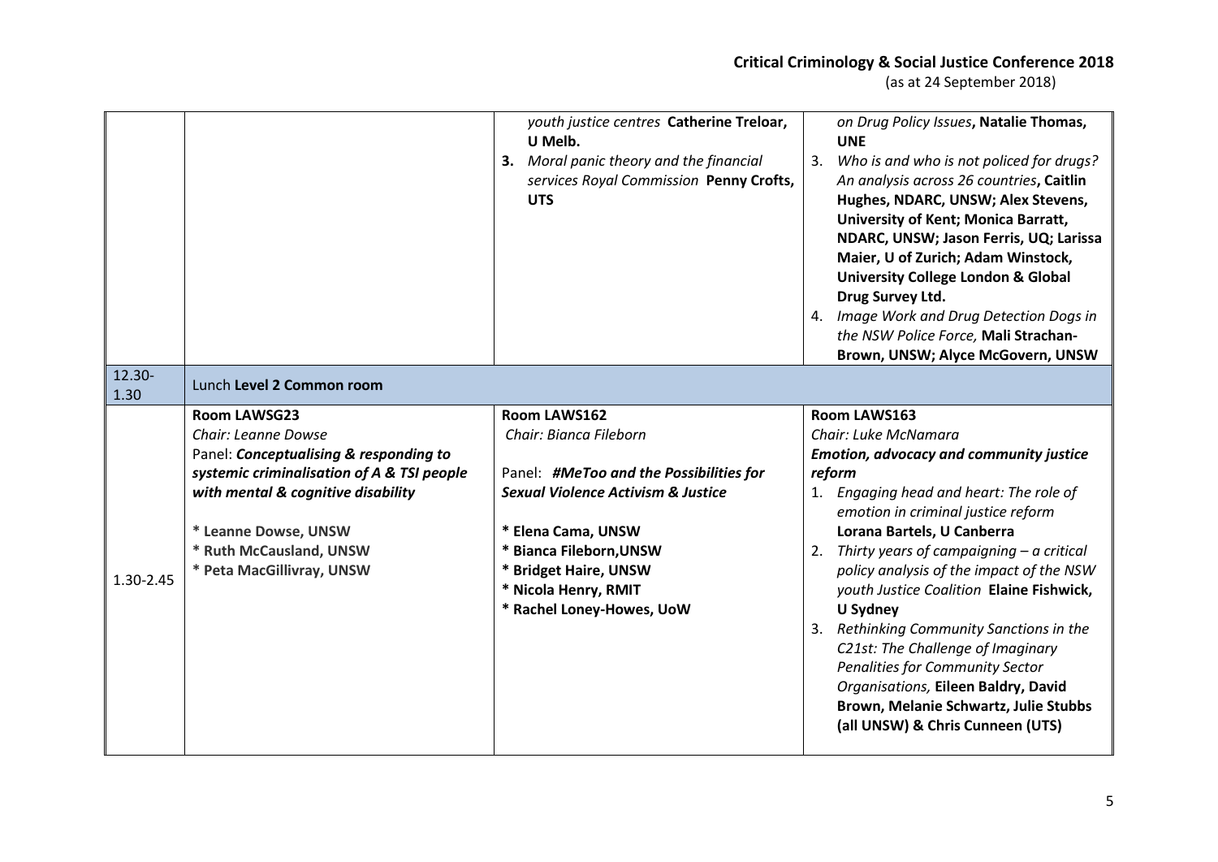| | | | |
|---|---|---|---|
| | | *youth justice centres* **Catherine Treloar, U Melb.**<br>**3.** *Moral panic theory and the financial services Royal Commission* **Penny Crofts, UTS** | *on Drug Policy Issues*, **Natalie Thomas, UNE**<br>3. *Who is and who is not policed for drugs? An analysis across 26 countries*, **Caitlin Hughes, NDARC, UNSW; Alex Stevens, University of Kent; Monica Barratt, NDARC, UNSW; Jason Ferris, UQ; Larissa Maier, U of Zurich; Adam Winstock, University College London & Global Drug Survey Ltd.**<br>4. *Image Work and Drug Detection Dogs in the NSW Police Force,* **Mali Strachan-Brown, UNSW; Alyce McGovern, UNSW** |
| 12.30-1.30 | Lunch **Level 2 Common room** | | |
| 1.30-2.45 | **Room LAWSG23**<br>*Chair: Leanne Dowse*<br>Panel: ***Conceptualising & responding to systemic criminalisation of A & TSI people with mental & cognitive disability***<br><br>**\* Leanne Dowse, UNSW**<br>**\* Ruth McCausland, UNSW**<br>**\* Peta MacGillivray, UNSW** | **Room LAWS162**<br>*Chair: Bianca Fileborn*<br><br>Panel: ***#MeToo and the Possibilities for Sexual Violence Activism & Justice***<br><br>**\* Elena Cama, UNSW**<br>**\* Bianca Fileborn,UNSW**<br>**\* Bridget Haire, UNSW**<br>**\* Nicola Henry, RMIT**<br>**\* Rachel Loney-Howes, UoW** | **Room LAWS163**<br>*Chair: Luke McNamara*<br>***Emotion, advocacy and community justice reform***<br>1. *Engaging head and heart: The role of emotion in criminal justice reform* **Lorana Bartels, U Canberra**<br>2. *Thirty years of campaigning – a critical policy analysis of the impact of the NSW youth Justice Coalition* **Elaine Fishwick, U Sydney**<br>3. *Rethinking Community Sanctions in the C21st: The Challenge of Imaginary Penalities for Community Sector Organisations,* **Eileen Baldry, David Brown, Melanie Schwartz, Julie Stubbs (all UNSW) & Chris Cunneen (UTS)** |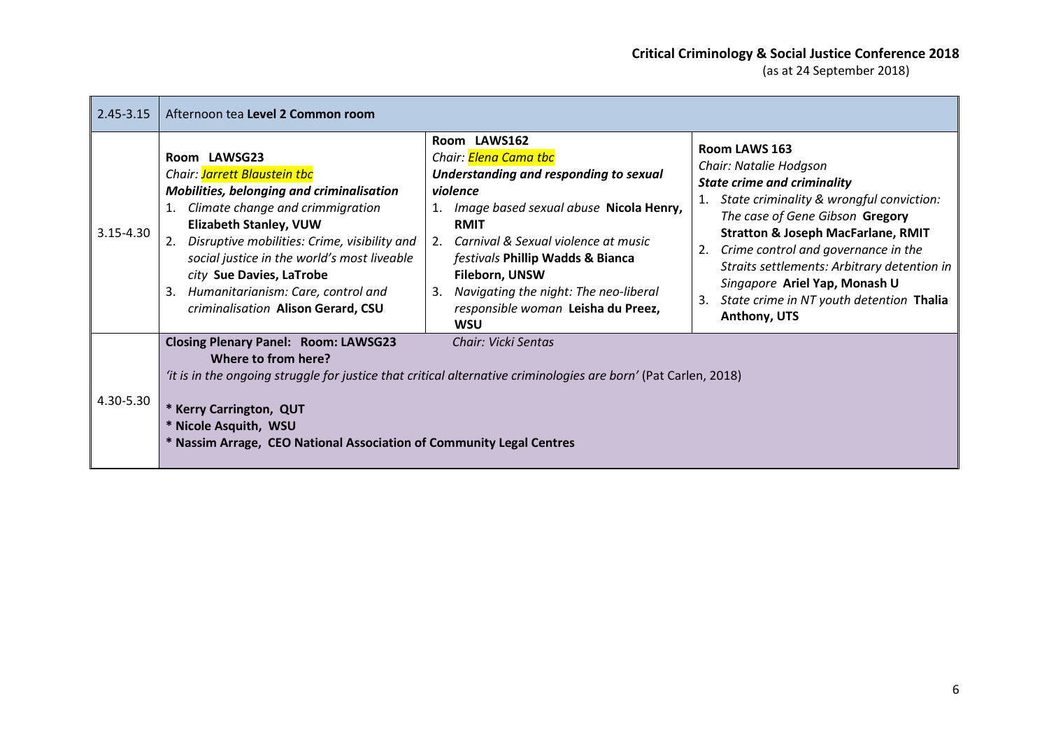| | |
|---|---|
| 2.45-3.15 | Afternoon tea **Level 2 Common room** |

| | | | |
|---|---|---|---|
| 3.15-4.30 | **Room LAWSG23**<br>*Chair: Jarrett Blaustein tbc*<br>***Mobilities, belonging and criminalisation***<br>1. *Climate change and crimmigration* **Elizabeth Stanley, VUW**<br>2. *Disruptive mobilities: Crime, visibility and social justice in the world's most liveable city* **Sue Davies, LaTrobe**<br>3. *Humanitarianism: Care, control and criminalisation* **Alison Gerard, CSU** | **Room LAWS162**<br>*Chair: Elena Cama tbc*<br>***Understanding and responding to sexual violence***<br>1. *Image based sexual abuse* **Nicola Henry, RMIT**<br>2. *Carnival & Sexual violence at music festivals* **Phillip Wadds & Bianca Fileborn, UNSW**<br>3. *Navigating the night: The neo-liberal responsible woman* **Leisha du Preez, WSU** | **Room LAWS 163**<br>*Chair: Natalie Hodgson*<br>***State crime and criminality***<br>1. *State criminality & wrongful conviction: The case of Gene Gibson* **Gregory Stratton & Joseph MacFarlane, RMIT**<br>2. *Crime control and governance in the Straits settlements: Arbitrary detention in Singapore* **Ariel Yap, Monash U**<br>3. *State crime in NT youth detention* **Thalia Anthony, UTS** |

| | |
|---|---|
| 4.30-5.30 | **Closing Plenary Panel: Room: LAWSG23** *Chair: Vicki Sentas*<br>**Where to from here?**<br>*'it is in the ongoing struggle for justice that critical alternative criminologies are born'* (Pat Carlen, 2018)<br><br>**\* Kerry Carrington, QUT**<br>**\* Nicole Asquith, WSU**<br>**\* Nassim Arrage, CEO National Association of Community Legal Centres** |